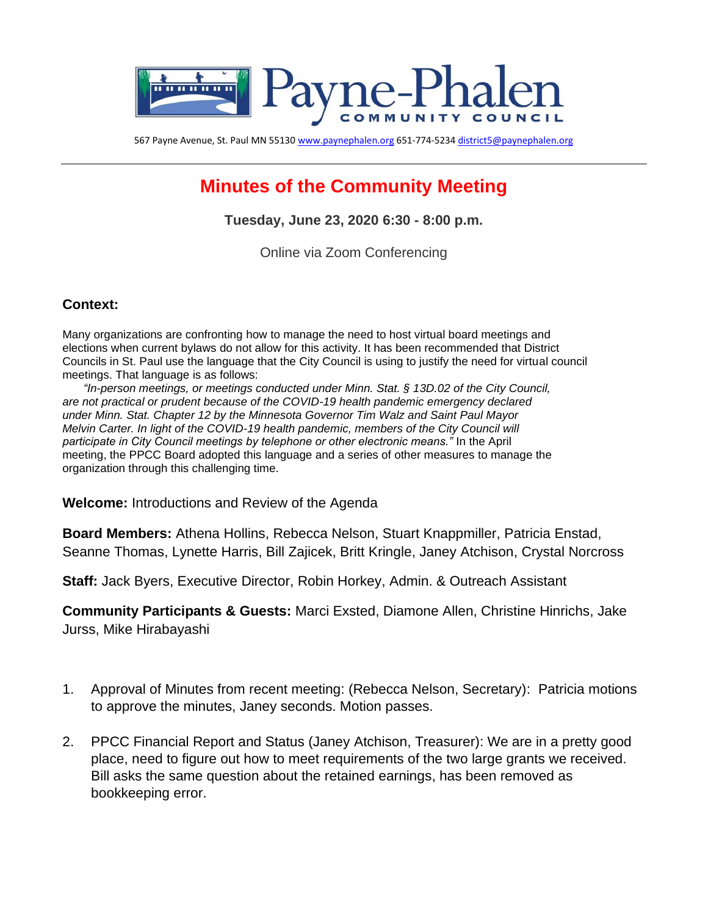# Payne-Phalen Community Council

567 Payne Avenue, St. Paul MN 55130 www.paynephalen.org 651-774-5234 district5@paynephalen.org

---

## Minutes of the Community Meeting

**Tuesday, June 23, 2020 6:30 - 8:00 p.m.**

Online via Zoom Conferencing

**Context:**

Many organizations are confronting how to manage the need to host virtual board meetings and elections when current bylaws do not allow for this activity. It has been recommended that District Councils in St. Paul use the language that the City Council is using to justify the need for virtual council meetings. That language is as follows:

*"In-person meetings, or meetings conducted under Minn. Stat. § 13D.02 of the City Council, are not practical or prudent because of the COVID-19 health pandemic emergency declared under Minn. Stat. Chapter 12 by the Minnesota Governor Tim Walz and Saint Paul Mayor Melvin Carter. In light of the COVID-19 health pandemic, members of the City Council will participate in City Council meetings by telephone or other electronic means."* In the April meeting, the PPCC Board adopted this language and a series of other measures to manage the organization through this challenging time.

**Welcome:** Introductions and Review of the Agenda

**Board Members:** Athena Hollins, Rebecca Nelson, Stuart Knappmiller, Patricia Enstad, Seanne Thomas, Lynette Harris, Bill Zajicek, Britt Kringle, Janey Atchison, Crystal Norcross

**Staff:** Jack Byers, Executive Director, Robin Horkey, Admin. & Outreach Assistant

**Community Participants & Guests:** Marci Exsted, Diamone Allen, Christine Hinrichs, Jake Jurss, Mike Hirabayashi

1. Approval of Minutes from recent meeting: (Rebecca Nelson, Secretary): Patricia motions to approve the minutes, Janey seconds. Motion passes.

2. PPCC Financial Report and Status (Janey Atchison, Treasurer): We are in a pretty good place, need to figure out how to meet requirements of the two large grants we received. Bill asks the same question about the retained earnings, has been removed as bookkeeping error.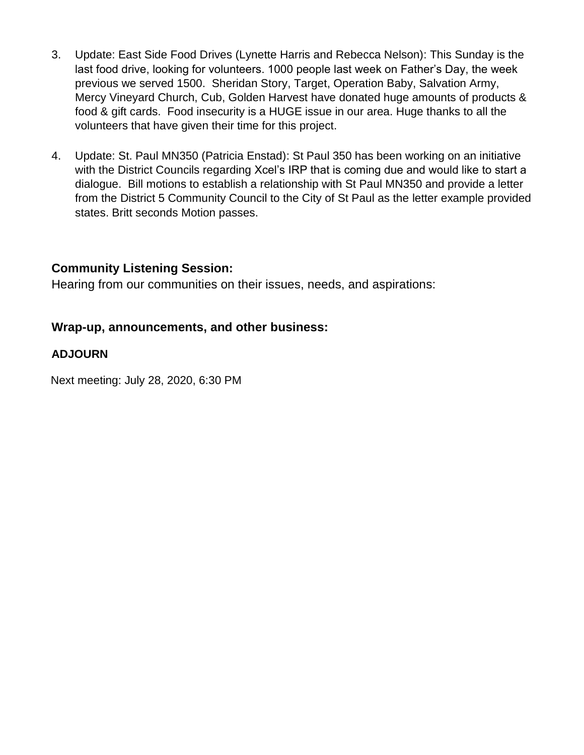3. Update: East Side Food Drives (Lynette Harris and Rebecca Nelson): This Sunday is the last food drive, looking for volunteers. 1000 people last week on Father's Day, the week previous we served 1500. Sheridan Story, Target, Operation Baby, Salvation Army, Mercy Vineyard Church, Cub, Golden Harvest have donated huge amounts of products & food & gift cards. Food insecurity is a HUGE issue in our area. Huge thanks to all the volunteers that have given their time for this project.

4. Update: St. Paul MN350 (Patricia Enstad): St Paul 350 has been working on an initiative with the District Councils regarding Xcel's IRP that is coming due and would like to start a dialogue. Bill motions to establish a relationship with St Paul MN350 and provide a letter from the District 5 Community Council to the City of St Paul as the letter example provided states. Britt seconds Motion passes.

**Community Listening Session:**

Hearing from our communities on their issues, needs, and aspirations:

**Wrap-up, announcements, and other business:**

**ADJOURN**

Next meeting: July 28, 2020, 6:30 PM